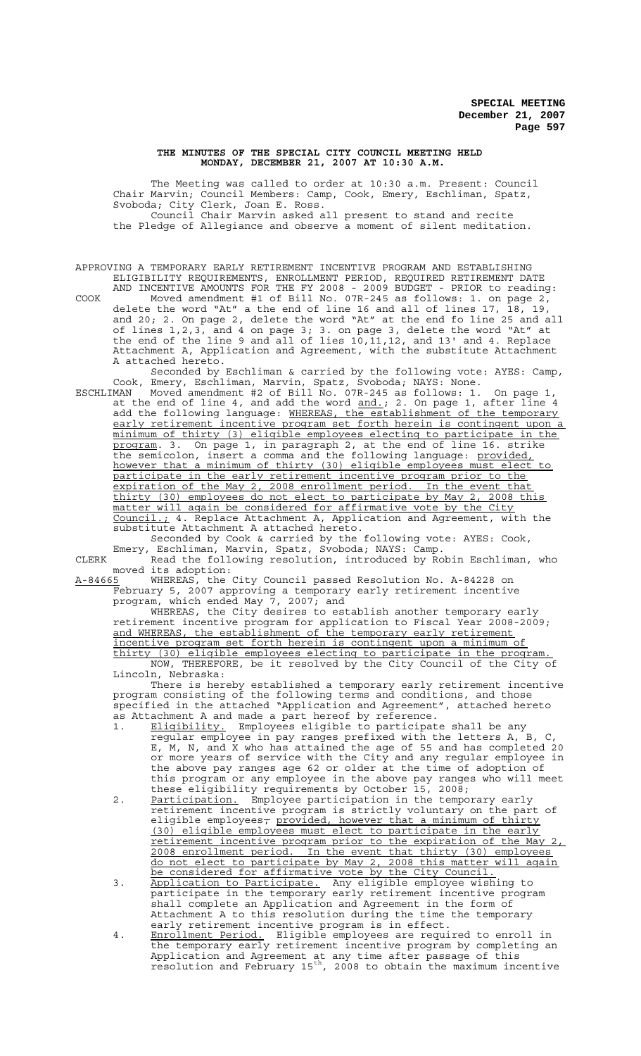**THE MINUTES OF THE SPECIAL CITY COUNCIL MEETING HELD MONDAY, DECEMBER 21, 2007 AT 10:30 A.M.**

The Meeting was called to order at 10:30 a.m. Present: Council Chair Marvin; Council Members: Camp, Cook, Emery, Eschliman, Spatz, Svoboda; City Clerk, Joan E. Ross.

Council Chair Marvin asked all present to stand and recite the Pledge of Allegiance and observe a moment of silent meditation.

APPROVING A TEMPORARY EARLY RETIREMENT INCENTIVE PROGRAM AND ESTABLISHING ELIGIBILITY REQUIREMENTS, ENROLLMENT PERIOD, REQUIRED RETIREMENT DATE AND INCENTIVE AMOUNTS FOR THE FY 2008 - 2009 BUDGET - PRIOR to reading:

COOK Moved amendment #1 of Bill No. 07R-245 as follows: 1. on page 2, delete the word "At" a the end of line 16 and all of lines 17, 18, 19, and 20; 2. On page 2, delete the word "At" at the end fo line 25 and all of lines 1,2,3, and 4 on page 3; 3. on page 3, delete the word "At" at the end of the line 9 and all of lies 10,11,12, and 13' and 4. Replace Attachment A, Application and Agreement, with the substitute Attachment A attached hereto.

Seconded by Eschliman & carried by the following vote: AYES: Camp, Cook, Emery, Eschliman, Marvin, Spatz, Svoboda; NAYS: None.

ESCHLIMAN Moved amendment #2 of Bill No. 07R-245 as follows: 1. On page 1, at the end of line 4, and add the word and.; 2. On page 1, after line 4 add the following language: WHEREAS, the establishment of the temporary early retirement incentive program set forth herein is contingent upon a minimum of thirty (3) eligible employees electing to participate in the program. 3. On page 1, in paragraph 2, at the end of line 16. strike the semicolon, insert a comma and the following language: provided, however that a minimum of thirty (30) eligible employees must elect to participate in the early retirement incentive program prior to the expiration of the May 2, 2008 enrollment period. In the event that thirty (30) employees do not elect to participate by May 2, 2008 this matter will again be considered for affirmative vote by the City Council.; 4. Replace Attachment A, Application and Agreement, with the substitute Attachment A attached hereto.

Seconded by Cook & carried by the following vote: AYES: Cook, Emery, Eschliman, Marvin, Spatz, Svoboda; NAYS: Camp.

CLERK Read the following resolution, introduced by Robin Eschliman, who moved its adoption:

A-84665 WHEREAS, the City Council passed Resolution No. A-84228 on February 5, 2007 approving a temporary early retirement incentive program, which ended May 7, 2007; and

WHEREAS, the City desires to establish another temporary early retirement incentive program for application to Fiscal Year 2008-2009; and WHEREAS, the establishment of the temporary early retirement incentive program set forth herein is contingent upon a minimum of thirty (30) eligible employees electing to participate in the program.

NOW, THEREFORE, be it resolved by the City Council of the City of Lincoln, Nebraska:

There is hereby established a temporary early retirement incentive program consisting of the following terms and conditions, and those specified in the attached "Application and Agreement", attached hereto as Attachment A and made a part hereof by reference.

1. Eligibility. Employees eligible to participate shall be any regular employee in pay ranges prefixed with the letters A, B, C, E, M, N, and X who has attained the age of 55 and has completed 20 or more years of service with the City and any regular employee in the above pay ranges age 62 or older at the time of adoption of this program or any employee in the above pay ranges who will meet these eligibility requirements by October 15, 2008;
2. Participation. Employee participation in the temporary early retirement incentive program is strictly voluntary on the part of eligible employees; provided, however that a minimum of thirty (30) eligible employees must elect to participate in the early retirement incentive program prior to the expiration of the May 2, 2008 enrollment period. In the event that thirty (30) employees do not elect to participate by May 2, 2008 this matter will again be considered for affirmative vote by the City Council.
3. Application to Participate. Any eligible employee wishing to participate in the temporary early retirement incentive program shall complete an Application and Agreement in the form of Attachment A to this resolution during the time the temporary early retirement incentive program is in effect.
4. Enrollment Period. Eligible employees are required to enroll in the temporary early retirement incentive program by completing an Application and Agreement at any time after passage of this resolution and February 15th, 2008 to obtain the maximum incentive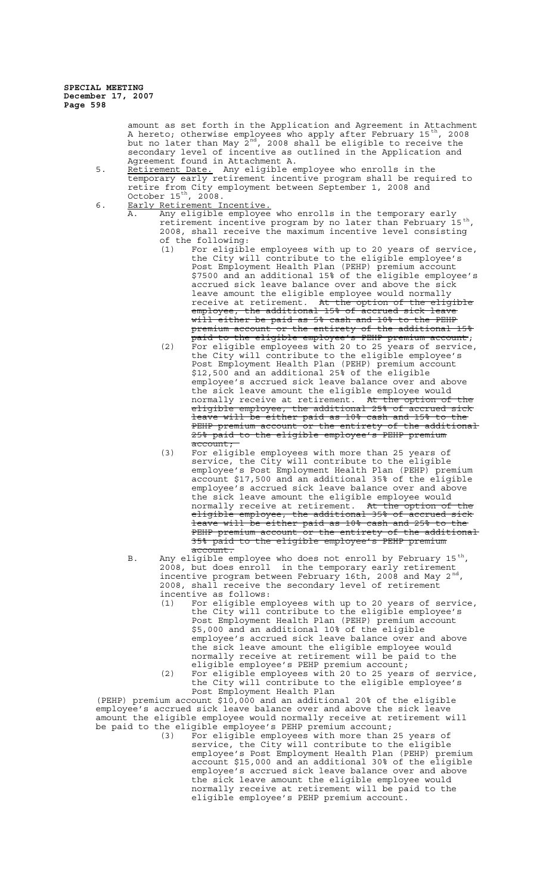amount as set forth in the Application and Agreement in Attachment A hereto; otherwise employees who apply after February 15th, 2008 but no later than May 2nd, 2008 shall be eligible to receive the secondary level of incentive as outlined in the Application and Agreement found in Attachment A.

5. Retirement Date. Any eligible employee who enrolls in the temporary early retirement incentive program shall be required to retire from City employment between September 1, 2008 and October 15th, 2008.

6. Early Retirement Incentive.

   A. Any eligible employee who enrolls in the temporary early retirement incentive program by no later than February 15th, 2008, shall receive the maximum incentive level consisting of the following:

      (1) For eligible employees with up to 20 years of service, the City will contribute to the eligible employee's Post Employment Health Plan (PEHP) premium account $7500 and an additional 15% of the eligible employee's accrued sick leave balance over and above the sick leave amount the eligible employee would normally receive at retirement. ~~At the option of the eligible employee, the additional 15% of accrued sick leave will either be paid as 5% cash and 10% to the PEHP premium account or the entirety of the additional 15% paid to the eligible employee's PEHP premium account~~;

      (2) For eligible employees with 20 to 25 years of service, the City will contribute to the eligible employee's Post Employment Health Plan (PEHP) premium account $12,500 and an additional 25% of the eligible employee's accrued sick leave balance over and above the sick leave amount the eligible employee would normally receive at retirement. ~~At the option of the eligible employee, the additional 25% of accrued sick leave will be either paid as 10% cash and 15% to the PEHP premium account or the entirety of the additional 25% paid to the eligible employee's PEHP premium account;~~

      (3) For eligible employees with more than 25 years of service, the City will contribute to the eligible employee's Post Employment Health Plan (PEHP) premium account $17,500 and an additional 35% of the eligible employee's accrued sick leave balance over and above the sick leave amount the eligible employee would normally receive at retirement. ~~At the option of the eligible employee, the additional 35% of accrued sick leave will be either paid as 10% cash and 25% to the PEHP premium account or the entirety of the additional 35% paid to the eligible employee's PEHP premium account.~~

   B. Any eligible employee who does not enroll by February 15th, 2008, but does enroll in the temporary early retirement incentive program between February 16th, 2008 and May 2nd, 2008, shall receive the secondary level of retirement incentive as follows:

      (1) For eligible employees with up to 20 years of service, the City will contribute to the eligible employee's Post Employment Health Plan (PEHP) premium account $5,000 and an additional 10% of the eligible employee's accrued sick leave balance over and above the sick leave amount the eligible employee would normally receive at retirement will be paid to the eligible employee's PEHP premium account;

      (2) For eligible employees with 20 to 25 years of service, the City will contribute to the eligible employee's Post Employment Health Plan (PEHP) premium account $10,000 and an additional 20% of the eligible employee's accrued sick leave balance over and above the sick leave amount the eligible employee would normally receive at retirement will be paid to the eligible employee's PEHP premium account;

      (3) For eligible employees with more than 25 years of service, the City will contribute to the eligible employee's Post Employment Health Plan (PEHP) premium account $15,000 and an additional 30% of the eligible employee's accrued sick leave balance over and above the sick leave amount the eligible employee would normally receive at retirement will be paid to the eligible employee's PEHP premium account.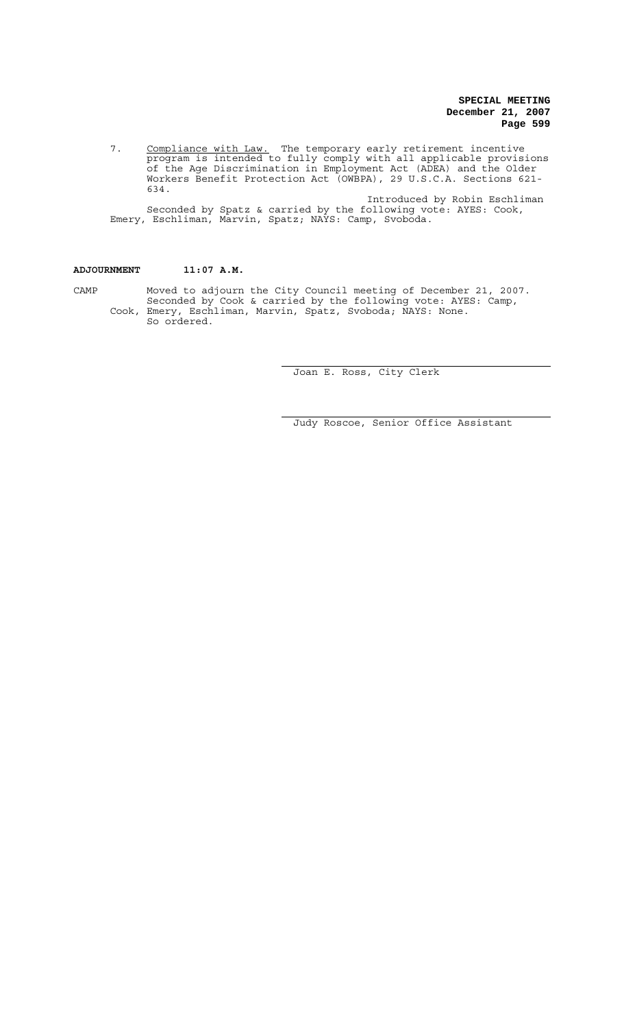7. Compliance with Law. The temporary early retirement incentive program is intended to fully comply with all applicable provisions of the Age Discrimination in Employment Act (ADEA) and the Older Workers Benefit Protection Act (OWBPA), 29 U.S.C.A. Sections 621-634.

Introduced by Robin Eschliman

Seconded by Spatz & carried by the following vote: AYES: Cook, Emery, Eschliman, Marvin, Spatz; NAYS: Camp, Svoboda.

**ADJOURNMENT 11:07 A.M.**

CAMP Moved to adjourn the City Council meeting of December 21, 2007. Seconded by Cook & carried by the following vote: AYES: Camp, Cook, Emery, Eschliman, Marvin, Spatz, Svoboda; NAYS: None. So ordered.

Joan E. Ross, City Clerk

Judy Roscoe, Senior Office Assistant